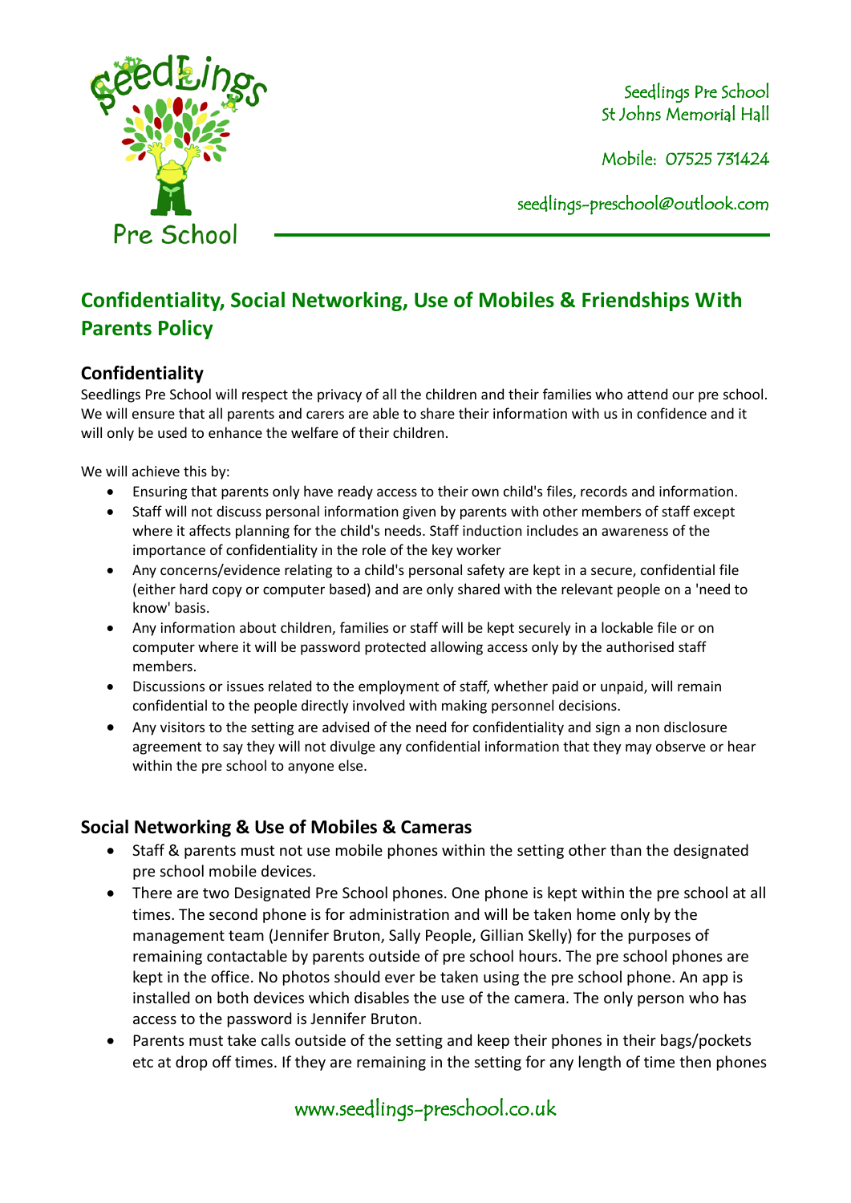Seedlings Pre School
St Johns Memorial Hall

Mobile: 07525 731424

seedlings-preschool@outlook.com

# Confidentiality, Social Networking, Use of Mobiles & Friendships With Parents Policy

## Confidentiality

Seedlings Pre School will respect the privacy of all the children and their families who attend our pre school. We will ensure that all parents and carers are able to share their information with us in confidence and it will only be used to enhance the welfare of their children.

We will achieve this by:

- Ensuring that parents only have ready access to their own child's files, records and information.
- Staff will not discuss personal information given by parents with other members of staff except where it affects planning for the child's needs. Staff induction includes an awareness of the importance of confidentiality in the role of the key worker
- Any concerns/evidence relating to a child's personal safety are kept in a secure, confidential file (either hard copy or computer based) and are only shared with the relevant people on a 'need to know' basis.
- Any information about children, families or staff will be kept securely in a lockable file or on computer where it will be password protected allowing access only by the authorised staff members.
- Discussions or issues related to the employment of staff, whether paid or unpaid, will remain confidential to the people directly involved with making personnel decisions.
- Any visitors to the setting are advised of the need for confidentiality and sign a non disclosure agreement to say they will not divulge any confidential information that they may observe or hear within the pre school to anyone else.

## Social Networking & Use of Mobiles & Cameras

- Staff & parents must not use mobile phones within the setting other than the designated pre school mobile devices.
- There are two Designated Pre School phones. One phone is kept within the pre school at all times. The second phone is for administration and will be taken home only by the management team (Jennifer Bruton, Sally People, Gillian Skelly) for the purposes of remaining contactable by parents outside of pre school hours. The pre school phones are kept in the office. No photos should ever be taken using the pre school phone. An app is installed on both devices which disables the use of the camera. The only person who has access to the password is Jennifer Bruton.
- Parents must take calls outside of the setting and keep their phones in their bags/pockets etc at drop off times. If they are remaining in the setting for any length of time then phones

www.seedlings-preschool.co.uk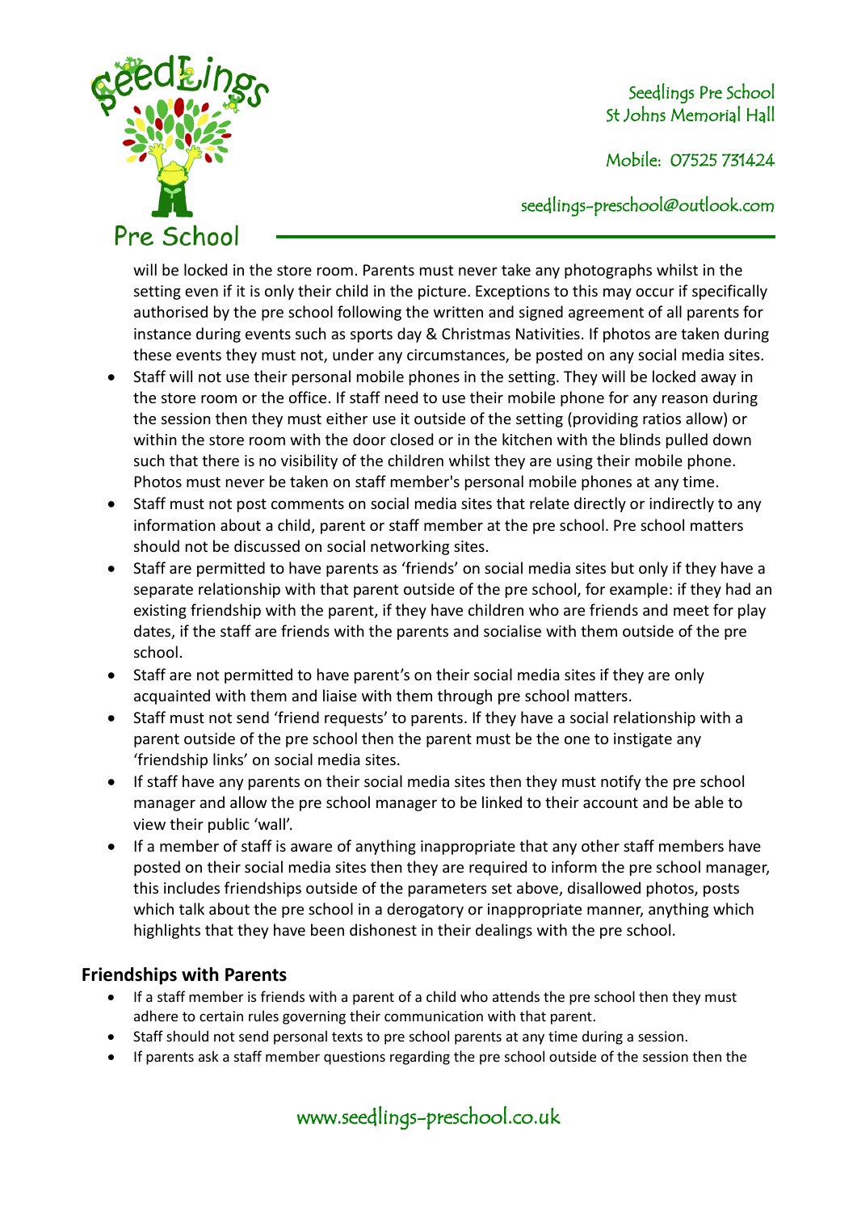will be locked in the store room. Parents must never take any photographs whilst in the setting even if it is only their child in the picture. Exceptions to this may occur if specifically authorised by the pre school following the written and signed agreement of all parents for instance during events such as sports day & Christmas Nativities. If photos are taken during these events they must not, under any circumstances, be posted on any social media sites.

- Staff will not use their personal mobile phones in the setting. They will be locked away in the store room or the office. If staff need to use their mobile phone for any reason during the session then they must either use it outside of the setting (providing ratios allow) or within the store room with the door closed or in the kitchen with the blinds pulled down such that there is no visibility of the children whilst they are using their mobile phone. Photos must never be taken on staff member's personal mobile phones at any time.
- Staff must not post comments on social media sites that relate directly or indirectly to any information about a child, parent or staff member at the pre school. Pre school matters should not be discussed on social networking sites.
- Staff are permitted to have parents as 'friends' on social media sites but only if they have a separate relationship with that parent outside of the pre school, for example: if they had an existing friendship with the parent, if they have children who are friends and meet for play dates, if the staff are friends with the parents and socialise with them outside of the pre school.
- Staff are not permitted to have parent's on their social media sites if they are only acquainted with them and liaise with them through pre school matters.
- Staff must not send 'friend requests' to parents. If they have a social relationship with a parent outside of the pre school then the parent must be the one to instigate any 'friendship links' on social media sites.
- If staff have any parents on their social media sites then they must notify the pre school manager and allow the pre school manager to be linked to their account and be able to view their public 'wall'.
- If a member of staff is aware of anything inappropriate that any other staff members have posted on their social media sites then they are required to inform the pre school manager, this includes friendships outside of the parameters set above, disallowed photos, posts which talk about the pre school in a derogatory or inappropriate manner, anything which highlights that they have been dishonest in their dealings with the pre school.

## Friendships with Parents

- If a staff member is friends with a parent of a child who attends the pre school then they must adhere to certain rules governing their communication with that parent.
- Staff should not send personal texts to pre school parents at any time during a session.
- If parents ask a staff member questions regarding the pre school outside of the session then the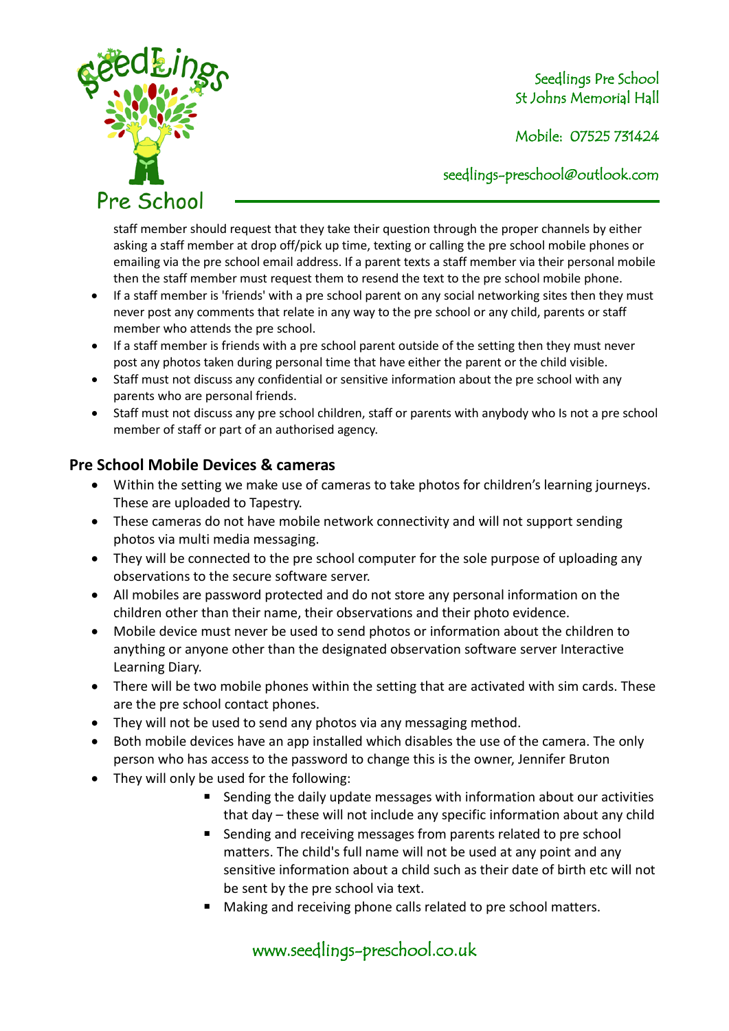staff member should request that they take their question through the proper channels by either asking a staff member at drop off/pick up time, texting or calling the pre school mobile phones or emailing via the pre school email address. If a parent texts a staff member via their personal mobile then the staff member must request them to resend the text to the pre school mobile phone.

- If a staff member is 'friends' with a pre school parent on any social networking sites then they must never post any comments that relate in any way to the pre school or any child, parents or staff member who attends the pre school.
- If a staff member is friends with a pre school parent outside of the setting then they must never post any photos taken during personal time that have either the parent or the child visible.
- Staff must not discuss any confidential or sensitive information about the pre school with any parents who are personal friends.
- Staff must not discuss any pre school children, staff or parents with anybody who Is not a pre school member of staff or part of an authorised agency.

## Pre School Mobile Devices & cameras

- Within the setting we make use of cameras to take photos for children's learning journeys. These are uploaded to Tapestry.
- These cameras do not have mobile network connectivity and will not support sending photos via multi media messaging.
- They will be connected to the pre school computer for the sole purpose of uploading any observations to the secure software server.
- All mobiles are password protected and do not store any personal information on the children other than their name, their observations and their photo evidence.
- Mobile device must never be used to send photos or information about the children to anything or anyone other than the designated observation software server Interactive Learning Diary.
- There will be two mobile phones within the setting that are activated with sim cards. These are the pre school contact phones.
- They will not be used to send any photos via any messaging method.
- Both mobile devices have an app installed which disables the use of the camera. The only person who has access to the password to change this is the owner, Jennifer Bruton
- They will only be used for the following:
    - Sending the daily update messages with information about our activities that day – these will not include any specific information about any child
    - Sending and receiving messages from parents related to pre school matters. The child's full name will not be used at any point and any sensitive information about a child such as their date of birth etc will not be sent by the pre school via text.
    - Making and receiving phone calls related to pre school matters.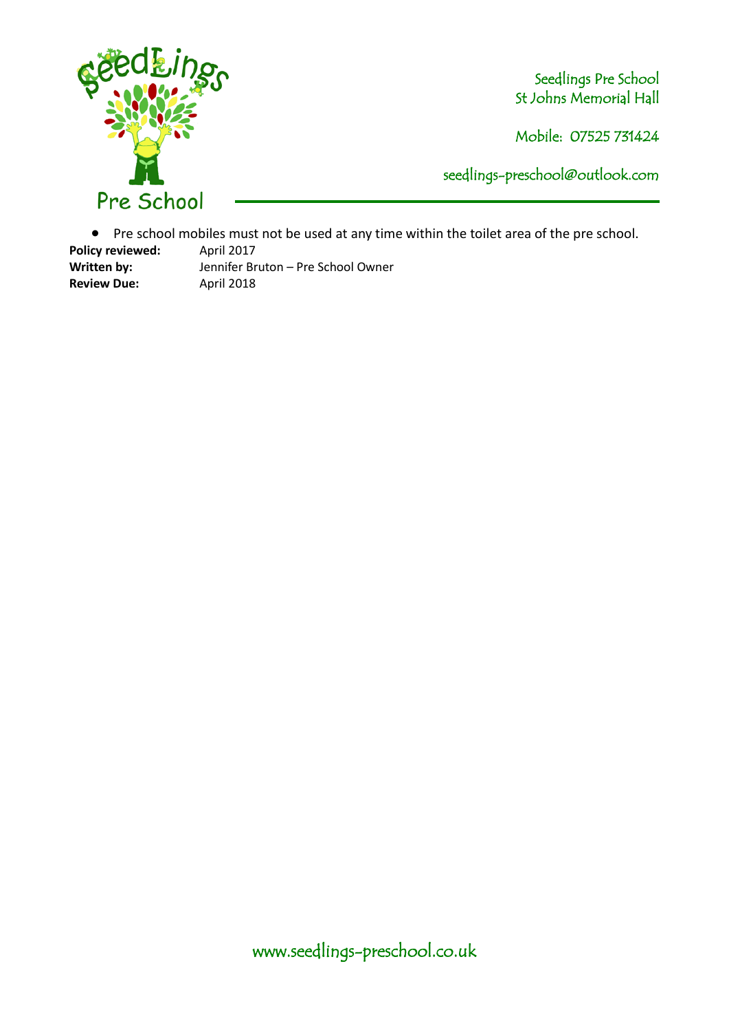- Pre school mobiles must not be used at any time within the toilet area of the pre school.

| | |
|---|---|
| **Policy reviewed:** | April 2017 |
| **Written by:** | Jennifer Bruton – Pre School Owner |
| **Review Due:** | April 2018 |